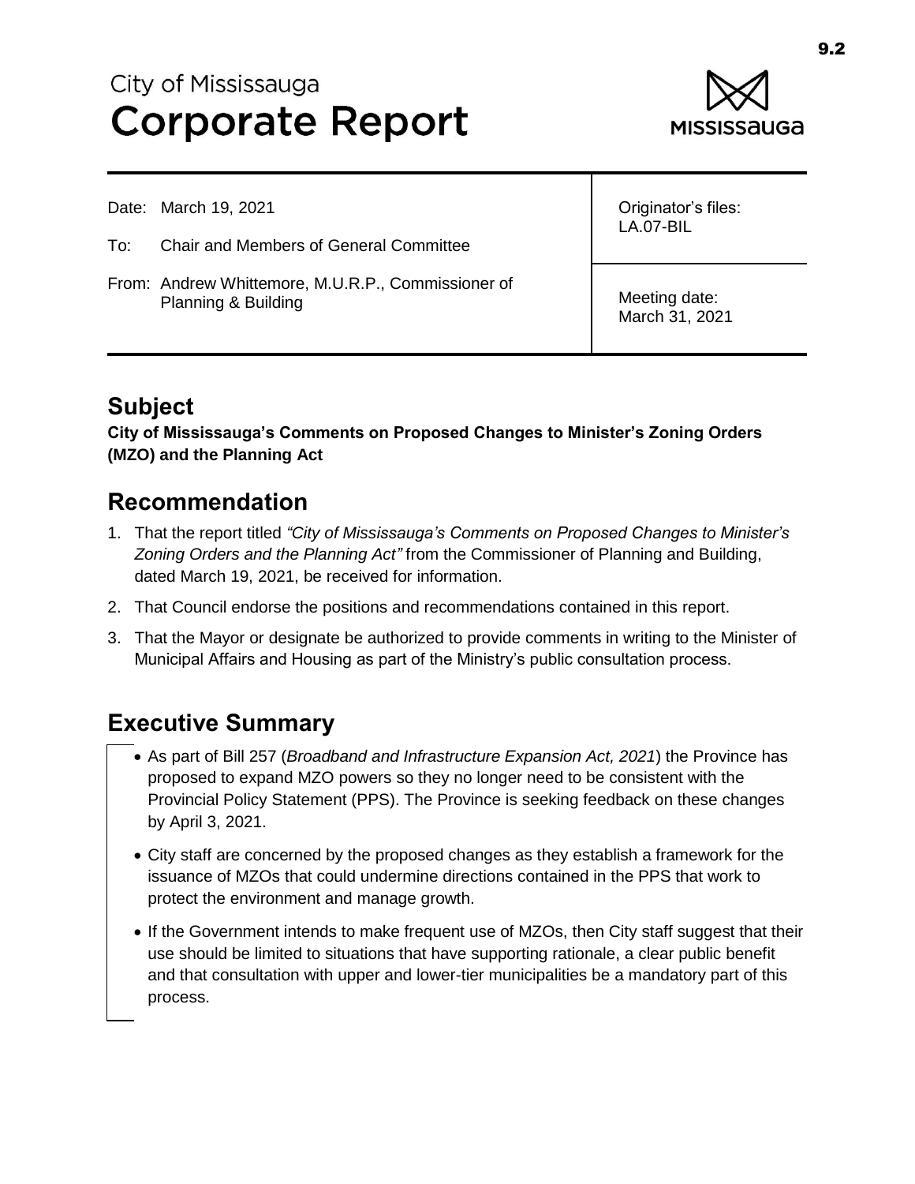# City of Mississauga
# Corporate Report

| Date: March 19, 2021<br><br>To: Chair and Members of General Committee<br><br>From: Andrew Whittemore, M.U.R.P., Commissioner of Planning & Building | Originator's files: LA.07-BIL<br><br>Meeting date: March 31, 2021 |
|---|---|

## Subject

**City of Mississauga's Comments on Proposed Changes to Minister's Zoning Orders (MZO) and the Planning Act**

## Recommendation

1. That the report titled *"City of Mississauga's Comments on Proposed Changes to Minister's Zoning Orders and the Planning Act"* from the Commissioner of Planning and Building, dated March 19, 2021, be received for information.
2. That Council endorse the positions and recommendations contained in this report.
3. That the Mayor or designate be authorized to provide comments in writing to the Minister of Municipal Affairs and Housing as part of the Ministry's public consultation process.

## Executive Summary

- As part of Bill 257 (*Broadband and Infrastructure Expansion Act, 2021*) the Province has proposed to expand MZO powers so they no longer need to be consistent with the Provincial Policy Statement (PPS). The Province is seeking feedback on these changes by April 3, 2021.
- City staff are concerned by the proposed changes as they establish a framework for the issuance of MZOs that could undermine directions contained in the PPS that work to protect the environment and manage growth.
- If the Government intends to make frequent use of MZOs, then City staff suggest that their use should be limited to situations that have supporting rationale, a clear public benefit and that consultation with upper and lower-tier municipalities be a mandatory part of this process.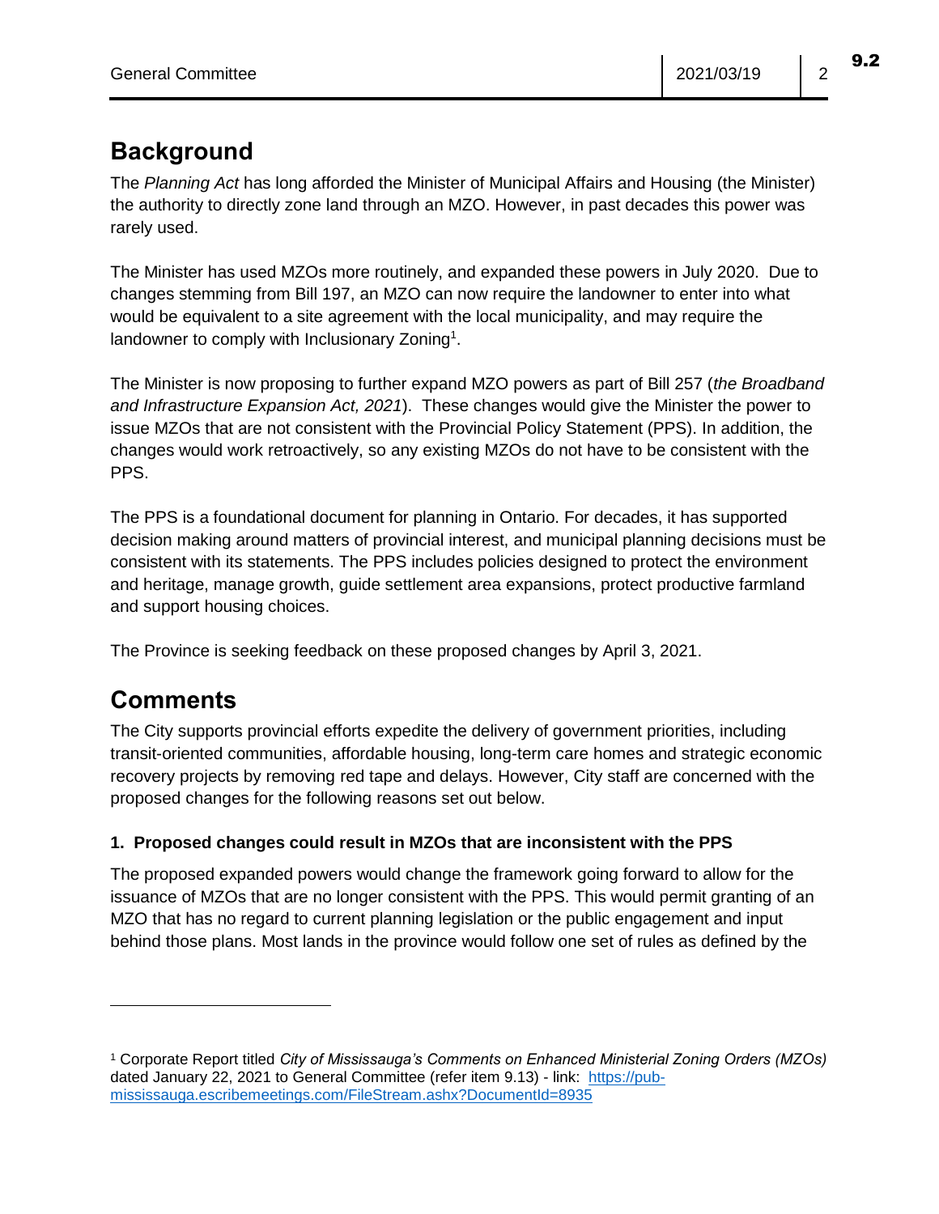## Background

The *Planning Act* has long afforded the Minister of Municipal Affairs and Housing (the Minister) the authority to directly zone land through an MZO. However, in past decades this power was rarely used.

The Minister has used MZOs more routinely, and expanded these powers in July 2020. Due to changes stemming from Bill 197, an MZO can now require the landowner to enter into what would be equivalent to a site agreement with the local municipality, and may require the landowner to comply with Inclusionary Zoning[1].

The Minister is now proposing to further expand MZO powers as part of Bill 257 (*the Broadband and Infrastructure Expansion Act, 2021*). These changes would give the Minister the power to issue MZOs that are not consistent with the Provincial Policy Statement (PPS). In addition, the changes would work retroactively, so any existing MZOs do not have to be consistent with the PPS.

The PPS is a foundational document for planning in Ontario. For decades, it has supported decision making around matters of provincial interest, and municipal planning decisions must be consistent with its statements. The PPS includes policies designed to protect the environment and heritage, manage growth, guide settlement area expansions, protect productive farmland and support housing choices.

The Province is seeking feedback on these proposed changes by April 3, 2021.

## Comments

The City supports provincial efforts expedite the delivery of government priorities, including transit-oriented communities, affordable housing, long-term care homes and strategic economic recovery projects by removing red tape and delays. However, City staff are concerned with the proposed changes for the following reasons set out below.

**1. Proposed changes could result in MZOs that are inconsistent with the PPS**

The proposed expanded powers would change the framework going forward to allow for the issuance of MZOs that are no longer consistent with the PPS. This would permit granting of an MZO that has no regard to current planning legislation or the public engagement and input behind those plans. Most lands in the province would follow one set of rules as defined by the

---

[1] Corporate Report titled *City of Mississauga's Comments on Enhanced Ministerial Zoning Orders (MZOs)* dated January 22, 2021 to General Committee (refer item 9.13) - link: https://pub-mississauga.escribemeetings.com/FileStream.ashx?DocumentId=8935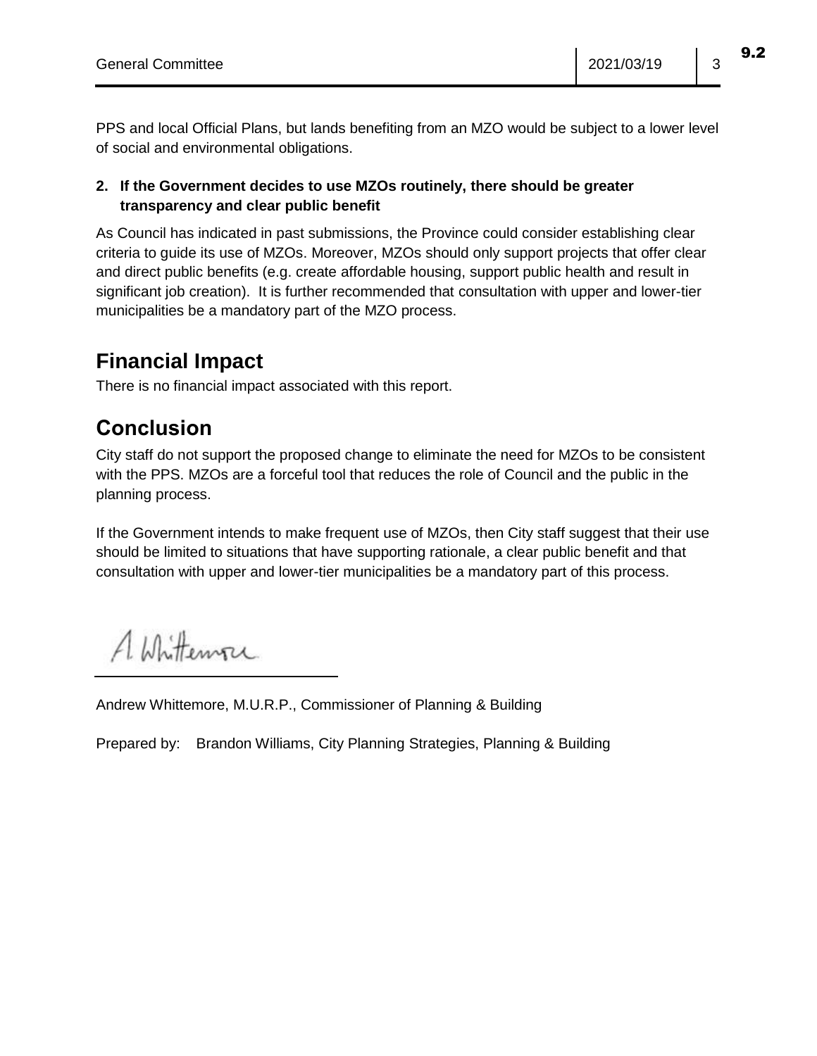PPS and local Official Plans, but lands benefiting from an MZO would be subject to a lower level of social and environmental obligations.

**2. If the Government decides to use MZOs routinely, there should be greater transparency and clear public benefit**

As Council has indicated in past submissions, the Province could consider establishing clear criteria to guide its use of MZOs. Moreover, MZOs should only support projects that offer clear and direct public benefits (e.g. create affordable housing, support public health and result in significant job creation). It is further recommended that consultation with upper and lower-tier municipalities be a mandatory part of the MZO process.

## Financial Impact

There is no financial impact associated with this report.

## Conclusion

City staff do not support the proposed change to eliminate the need for MZOs to be consistent with the PPS. MZOs are a forceful tool that reduces the role of Council and the public in the planning process.

If the Government intends to make frequent use of MZOs, then City staff suggest that their use should be limited to situations that have supporting rationale, a clear public benefit and that consultation with upper and lower-tier municipalities be a mandatory part of this process.

A. Whittemore

Andrew Whittemore, M.U.R.P., Commissioner of Planning & Building

Prepared by: Brandon Williams, City Planning Strategies, Planning & Building